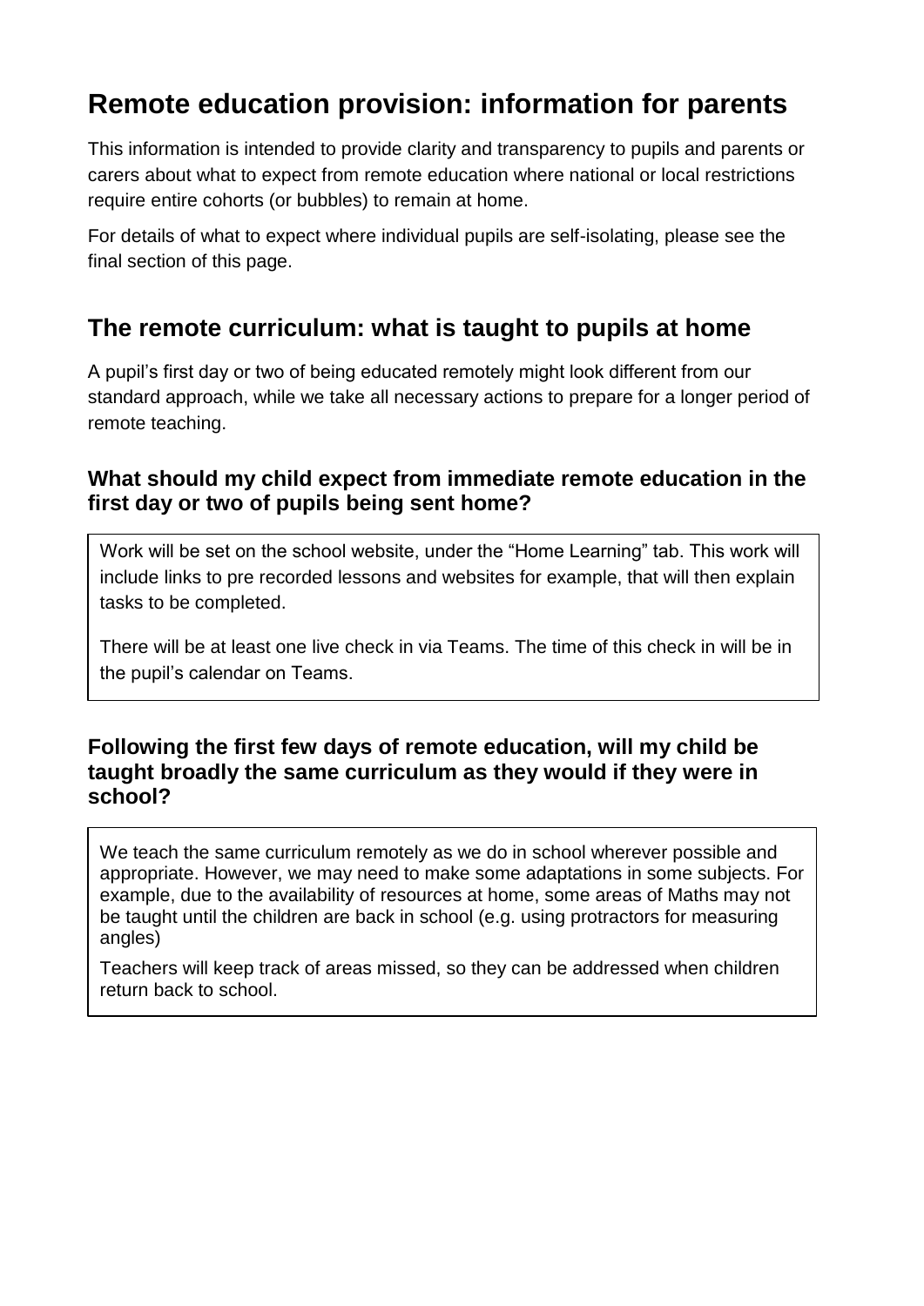# Remote education provision: information for parents

This information is intended to provide clarity and transparency to pupils and parents or carers about what to expect from remote education where national or local restrictions require entire cohorts (or bubbles) to remain at home.

For details of what to expect where individual pupils are self-isolating, please see the final section of this page.

## The remote curriculum: what is taught to pupils at home

A pupil's first day or two of being educated remotely might look different from our standard approach, while we take all necessary actions to prepare for a longer period of remote teaching.

### What should my child expect from immediate remote education in the first day or two of pupils being sent home?

Work will be set on the school website, under the "Home Learning" tab. This work will include links to pre recorded lessons and websites for example, that will then explain tasks to be completed.

There will be at least one live check in via Teams. The time of this check in will be in the pupil's calendar on Teams.

### Following the first few days of remote education, will my child be taught broadly the same curriculum as they would if they were in school?

We teach the same curriculum remotely as we do in school wherever possible and appropriate. However, we may need to make some adaptations in some subjects. For example, due to the availability of resources at home, some areas of Maths may not be taught until the children are back in school (e.g. using protractors for measuring angles)

Teachers will keep track of areas missed, so they can be addressed when children return back to school.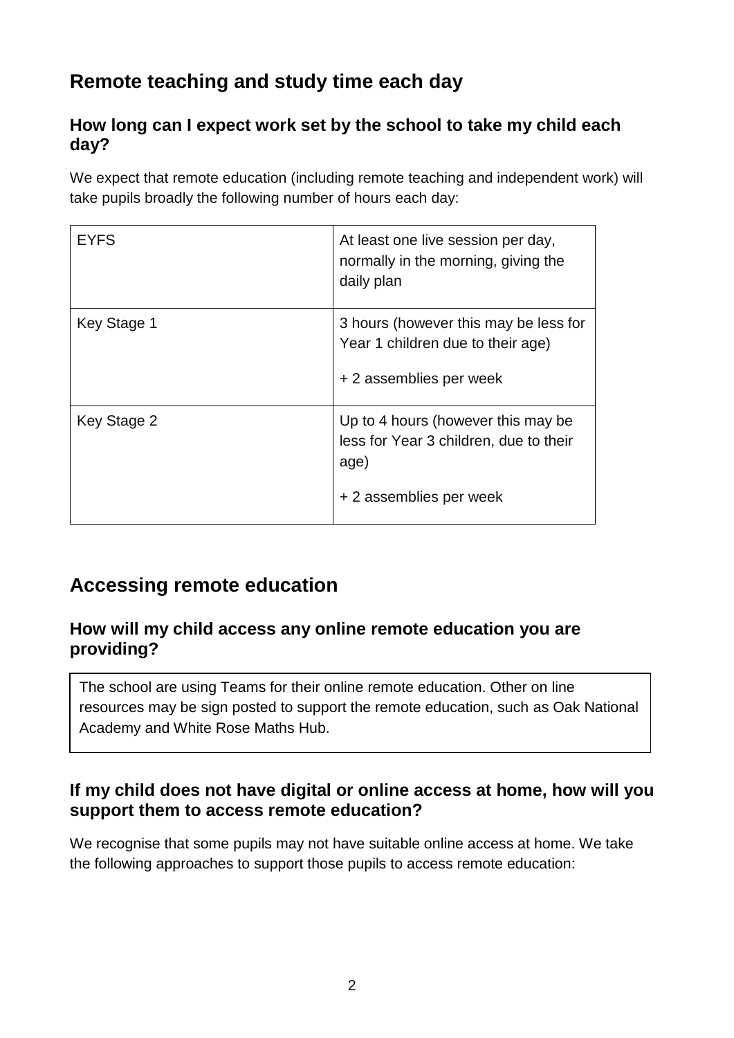## Remote teaching and study time each day

### How long can I expect work set by the school to take my child each day?

We expect that remote education (including remote teaching and independent work) will take pupils broadly the following number of hours each day:

| | |
|---|---|
| EYFS | At least one live session per day, normally in the morning, giving the daily plan |
| Key Stage 1 | 3 hours (however this may be less for Year 1 children due to their age)<br><br>+ 2 assemblies per week |
| Key Stage 2 | Up to 4 hours (however this may be less for Year 3 children, due to their age)<br><br>+ 2 assemblies per week |

## Accessing remote education

### How will my child access any online remote education you are providing?

The school are using Teams for their online remote education. Other on line resources may be sign posted to support the remote education, such as Oak National Academy and White Rose Maths Hub.

### If my child does not have digital or online access at home, how will you support them to access remote education?

We recognise that some pupils may not have suitable online access at home. We take the following approaches to support those pupils to access remote education: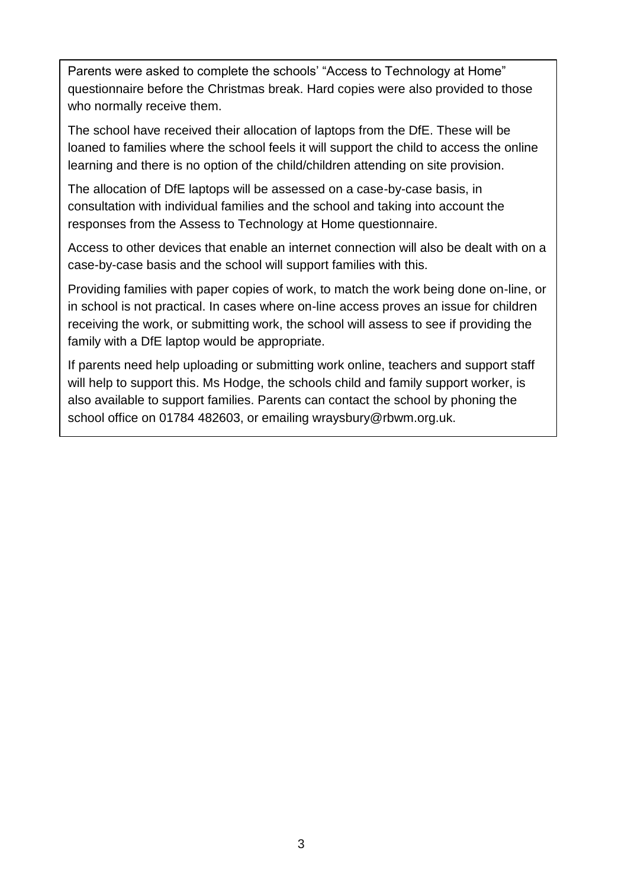Parents were asked to complete the schools' "Access to Technology at Home" questionnaire before the Christmas break. Hard copies were also provided to those who normally receive them.

The school have received their allocation of laptops from the DfE. These will be loaned to families where the school feels it will support the child to access the online learning and there is no option of the child/children attending on site provision.

The allocation of DfE laptops will be assessed on a case-by-case basis, in consultation with individual families and the school and taking into account the responses from the Assess to Technology at Home questionnaire.

Access to other devices that enable an internet connection will also be dealt with on a case-by-case basis and the school will support families with this.

Providing families with paper copies of work, to match the work being done on-line, or in school is not practical. In cases where on-line access proves an issue for children receiving the work, or submitting work, the school will assess to see if providing the family with a DfE laptop would be appropriate.

If parents need help uploading or submitting work online, teachers and support staff will help to support this. Ms Hodge, the schools child and family support worker, is also available to support families. Parents can contact the school by phoning the school office on 01784 482603, or emailing wraysbury@rbwm.org.uk.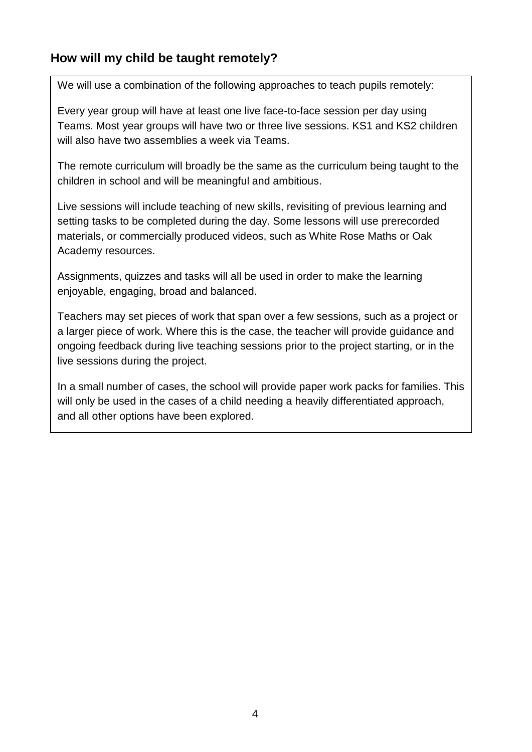## How will my child be taught remotely?

We will use a combination of the following approaches to teach pupils remotely:

Every year group will have at least one live face-to-face session per day using Teams. Most year groups will have two or three live sessions. KS1 and KS2 children will also have two assemblies a week via Teams.

The remote curriculum will broadly be the same as the curriculum being taught to the children in school and will be meaningful and ambitious.

Live sessions will include teaching of new skills, revisiting of previous learning and setting tasks to be completed during the day. Some lessons will use prerecorded materials, or commercially produced videos, such as White Rose Maths or Oak Academy resources.

Assignments, quizzes and tasks will all be used in order to make the learning enjoyable, engaging, broad and balanced.

Teachers may set pieces of work that span over a few sessions, such as a project or a larger piece of work. Where this is the case, the teacher will provide guidance and ongoing feedback during live teaching sessions prior to the project starting, or in the live sessions during the project.

In a small number of cases, the school will provide paper work packs for families. This will only be used in the cases of a child needing a heavily differentiated approach, and all other options have been explored.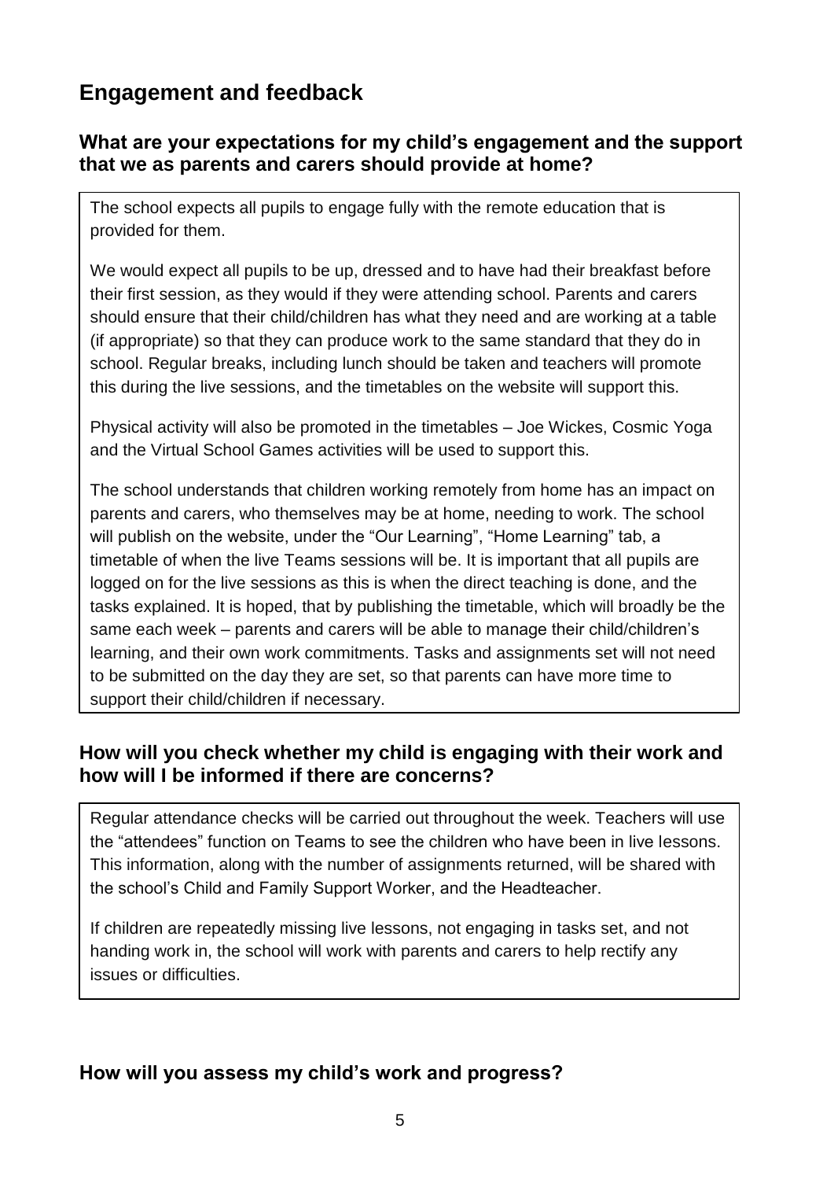## Engagement and feedback

### What are your expectations for my child's engagement and the support that we as parents and carers should provide at home?

The school expects all pupils to engage fully with the remote education that is provided for them.

We would expect all pupils to be up, dressed and to have had their breakfast before their first session, as they would if they were attending school. Parents and carers should ensure that their child/children has what they need and are working at a table (if appropriate) so that they can produce work to the same standard that they do in school. Regular breaks, including lunch should be taken and teachers will promote this during the live sessions, and the timetables on the website will support this.

Physical activity will also be promoted in the timetables – Joe Wickes, Cosmic Yoga and the Virtual School Games activities will be used to support this.

The school understands that children working remotely from home has an impact on parents and carers, who themselves may be at home, needing to work. The school will publish on the website, under the "Our Learning", "Home Learning" tab, a timetable of when the live Teams sessions will be. It is important that all pupils are logged on for the live sessions as this is when the direct teaching is done, and the tasks explained. It is hoped, that by publishing the timetable, which will broadly be the same each week – parents and carers will be able to manage their child/children's learning, and their own work commitments. Tasks and assignments set will not need to be submitted on the day they are set, so that parents can have more time to support their child/children if necessary.

### How will you check whether my child is engaging with their work and how will I be informed if there are concerns?

Regular attendance checks will be carried out throughout the week. Teachers will use the "attendees" function on Teams to see the children who have been in live lessons. This information, along with the number of assignments returned, will be shared with the school's Child and Family Support Worker, and the Headteacher.

If children are repeatedly missing live lessons, not engaging in tasks set, and not handing work in, the school will work with parents and carers to help rectify any issues or difficulties.

### How will you assess my child's work and progress?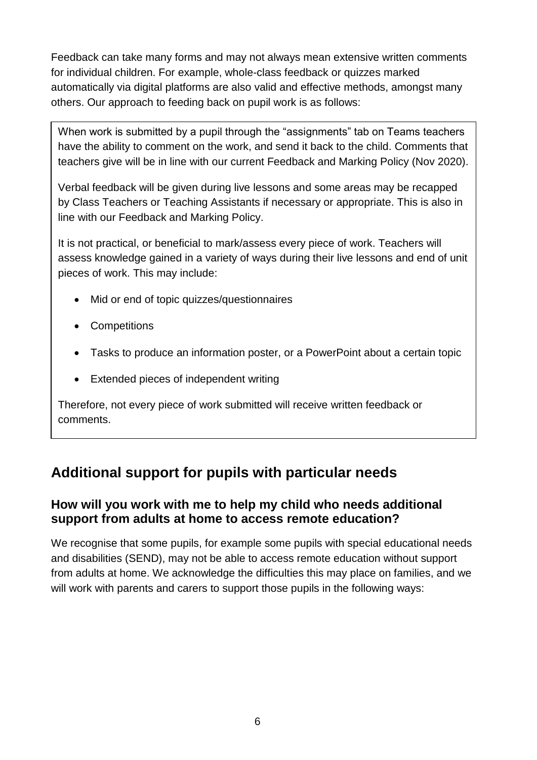Feedback can take many forms and may not always mean extensive written comments for individual children. For example, whole-class feedback or quizzes marked automatically via digital platforms are also valid and effective methods, amongst many others. Our approach to feeding back on pupil work is as follows:

When work is submitted by a pupil through the “assignments” tab on Teams teachers have the ability to comment on the work, and send it back to the child. Comments that teachers give will be in line with our current Feedback and Marking Policy (Nov 2020).

Verbal feedback will be given during live lessons and some areas may be recapped by Class Teachers or Teaching Assistants if necessary or appropriate. This is also in line with our Feedback and Marking Policy.

It is not practical, or beneficial to mark/assess every piece of work. Teachers will assess knowledge gained in a variety of ways during their live lessons and end of unit pieces of work. This may include:

- Mid or end of topic quizzes/questionnaires
- Competitions
- Tasks to produce an information poster, or a PowerPoint about a certain topic
- Extended pieces of independent writing

Therefore, not every piece of work submitted will receive written feedback or comments.

## Additional support for pupils with particular needs

### How will you work with me to help my child who needs additional support from adults at home to access remote education?

We recognise that some pupils, for example some pupils with special educational needs and disabilities (SEND), may not be able to access remote education without support from adults at home. We acknowledge the difficulties this may place on families, and we will work with parents and carers to support those pupils in the following ways: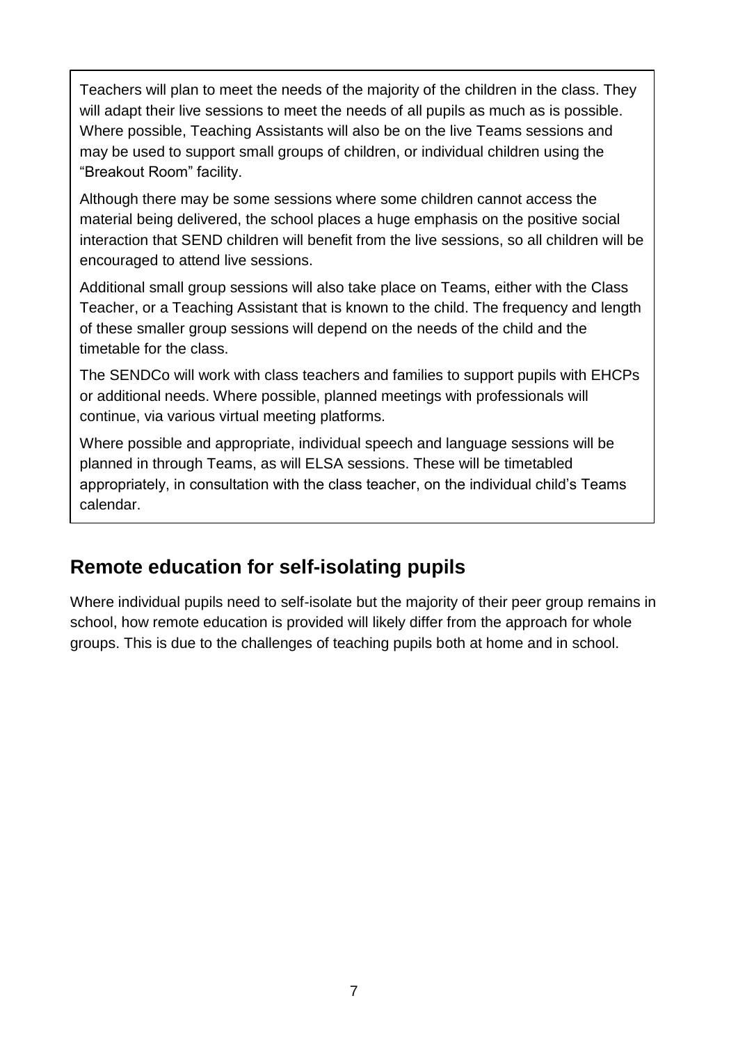Teachers will plan to meet the needs of the majority of the children in the class. They will adapt their live sessions to meet the needs of all pupils as much as is possible. Where possible, Teaching Assistants will also be on the live Teams sessions and may be used to support small groups of children, or individual children using the "Breakout Room" facility.

Although there may be some sessions where some children cannot access the material being delivered, the school places a huge emphasis on the positive social interaction that SEND children will benefit from the live sessions, so all children will be encouraged to attend live sessions.

Additional small group sessions will also take place on Teams, either with the Class Teacher, or a Teaching Assistant that is known to the child. The frequency and length of these smaller group sessions will depend on the needs of the child and the timetable for the class.

The SENDCo will work with class teachers and families to support pupils with EHCPs or additional needs. Where possible, planned meetings with professionals will continue, via various virtual meeting platforms.

Where possible and appropriate, individual speech and language sessions will be planned in through Teams, as will ELSA sessions. These will be timetabled appropriately, in consultation with the class teacher, on the individual child's Teams calendar.

## Remote education for self-isolating pupils

Where individual pupils need to self-isolate but the majority of their peer group remains in school, how remote education is provided will likely differ from the approach for whole groups. This is due to the challenges of teaching pupils both at home and in school.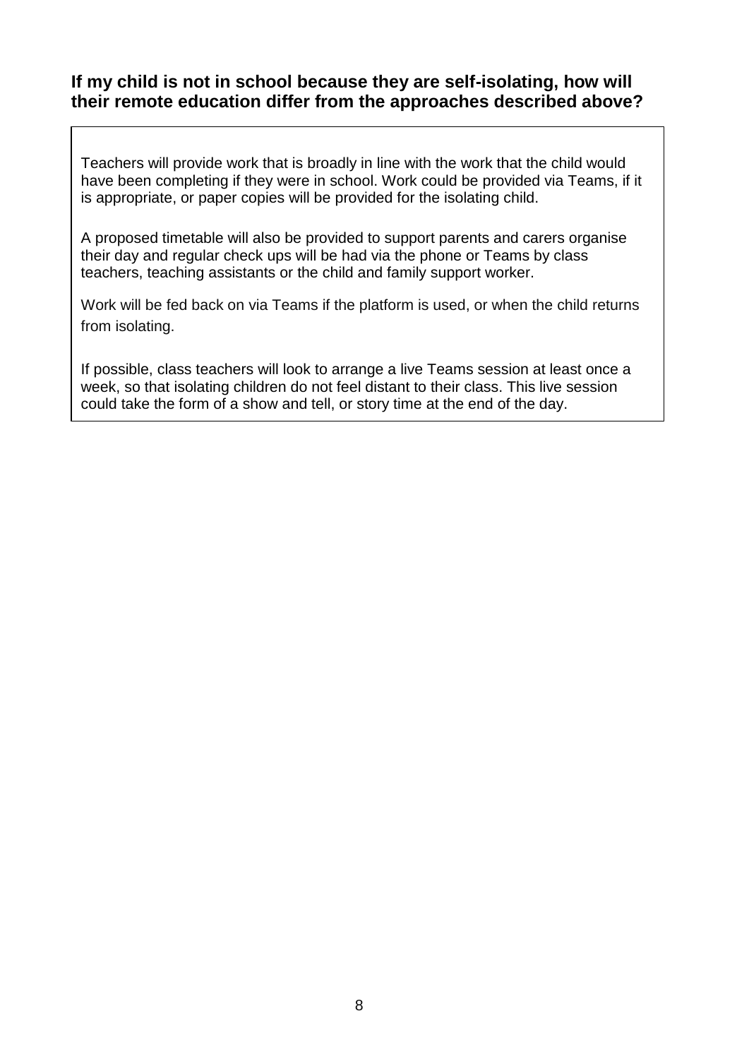## If my child is not in school because they are self-isolating, how will their remote education differ from the approaches described above?

Teachers will provide work that is broadly in line with the work that the child would have been completing if they were in school. Work could be provided via Teams, if it is appropriate, or paper copies will be provided for the isolating child.

A proposed timetable will also be provided to support parents and carers organise their day and regular check ups will be had via the phone or Teams by class teachers, teaching assistants or the child and family support worker.

Work will be fed back on via Teams if the platform is used, or when the child returns from isolating.

If possible, class teachers will look to arrange a live Teams session at least once a week, so that isolating children do not feel distant to their class. This live session could take the form of a show and tell, or story time at the end of the day.